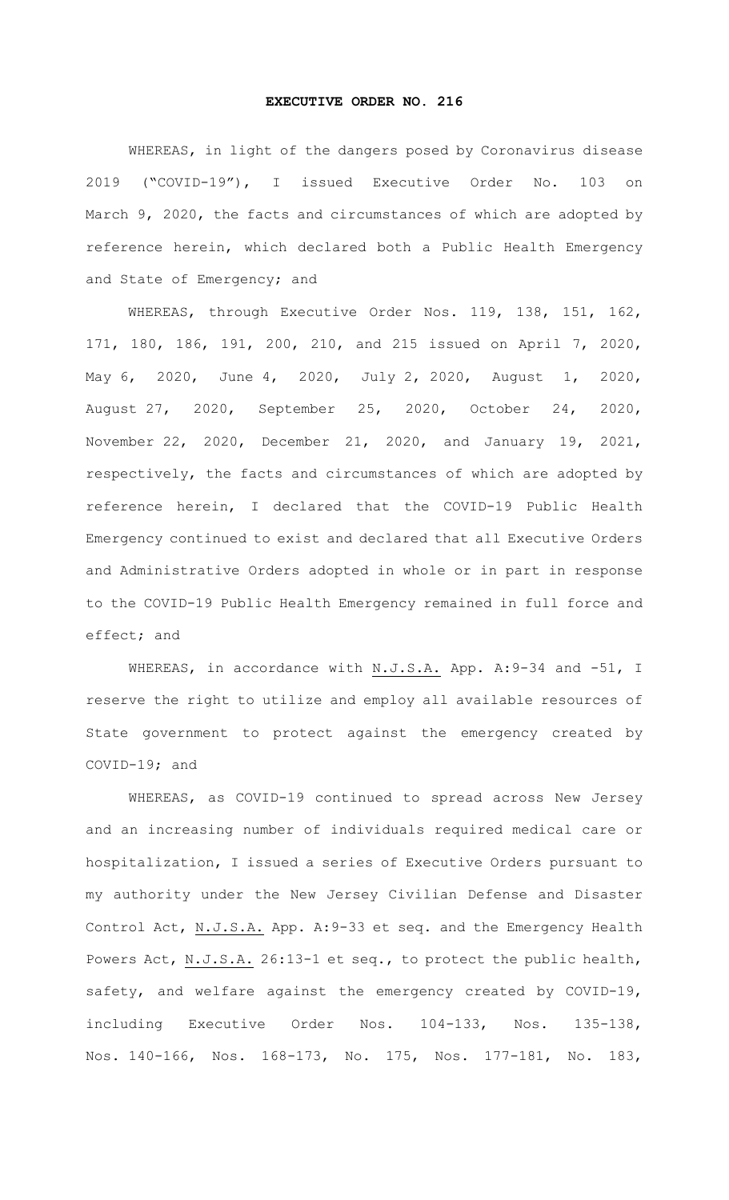# EXECUTIVE ORDER NO. 216

WHEREAS, in light of the dangers posed by Coronavirus disease 2019 ("COVID-19"), I issued Executive Order No. 103 on March 9, 2020, the facts and circumstances of which are adopted by reference herein, which declared both a Public Health Emergency and State of Emergency; and

WHEREAS, through Executive Order Nos. 119, 138, 151, 162, 171, 180, 186, 191, 200, 210, and 215 issued on April 7, 2020, May 6, 2020, June 4, 2020, July 2, 2020, August 1, 2020, August 27, 2020, September 25, 2020, October 24, 2020, November 22, 2020, December 21, 2020, and January 19, 2021, respectively, the facts and circumstances of which are adopted by reference herein, I declared that the COVID-19 Public Health Emergency continued to exist and declared that all Executive Orders and Administrative Orders adopted in whole or in part in response to the COVID-19 Public Health Emergency remained in full force and effect; and

WHEREAS, in accordance with N.J.S.A. App. A:9-34 and -51, I reserve the right to utilize and employ all available resources of State government to protect against the emergency created by COVID-19; and

WHEREAS, as COVID-19 continued to spread across New Jersey and an increasing number of individuals required medical care or hospitalization, I issued a series of Executive Orders pursuant to my authority under the New Jersey Civilian Defense and Disaster Control Act, N.J.S.A. App. A:9-33 et seq. and the Emergency Health Powers Act, N.J.S.A. 26:13-1 et seq., to protect the public health, safety, and welfare against the emergency created by COVID-19, including Executive Order Nos. 104-133, Nos. 135-138, Nos. 140-166, Nos. 168-173, No. 175, Nos. 177-181, No. 183,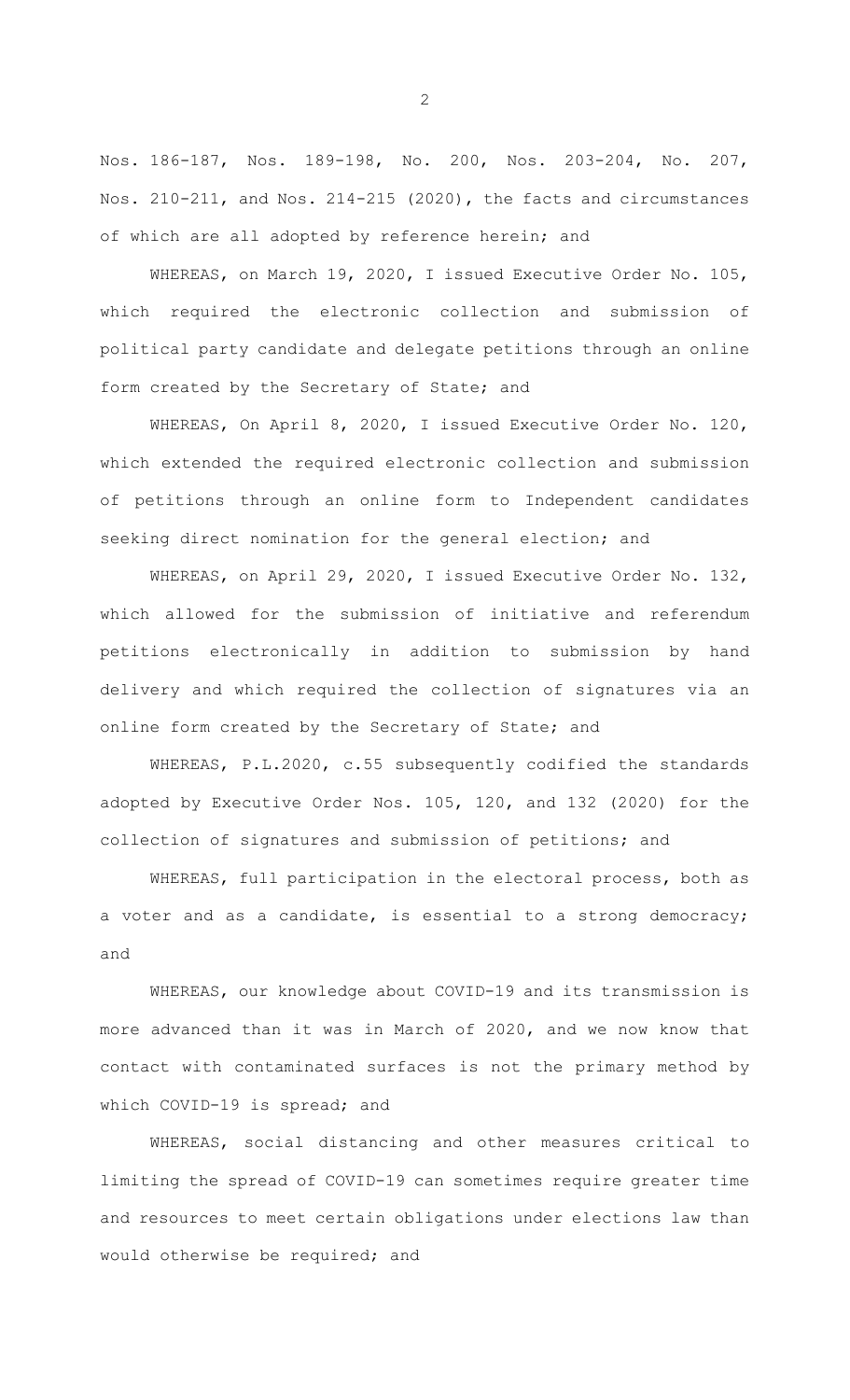Nos. 186-187, Nos. 189-198, No. 200, Nos. 203-204, No. 207, Nos. 210-211, and Nos. 214-215 (2020), the facts and circumstances of which are all adopted by reference herein; and

WHEREAS, on March 19, 2020, I issued Executive Order No. 105, which required the electronic collection and submission of political party candidate and delegate petitions through an online form created by the Secretary of State; and

WHEREAS, On April 8, 2020, I issued Executive Order No. 120, which extended the required electronic collection and submission of petitions through an online form to Independent candidates seeking direct nomination for the general election; and

WHEREAS, on April 29, 2020, I issued Executive Order No. 132, which allowed for the submission of initiative and referendum petitions electronically in addition to submission by hand delivery and which required the collection of signatures via an online form created by the Secretary of State; and

WHEREAS, P.L.2020, c.55 subsequently codified the standards adopted by Executive Order Nos. 105, 120, and 132 (2020) for the collection of signatures and submission of petitions; and

WHEREAS, full participation in the electoral process, both as a voter and as a candidate, is essential to a strong democracy; and

WHEREAS, our knowledge about COVID-19 and its transmission is more advanced than it was in March of 2020, and we now know that contact with contaminated surfaces is not the primary method by which COVID-19 is spread; and

WHEREAS, social distancing and other measures critical to limiting the spread of COVID-19 can sometimes require greater time and resources to meet certain obligations under elections law than would otherwise be required; and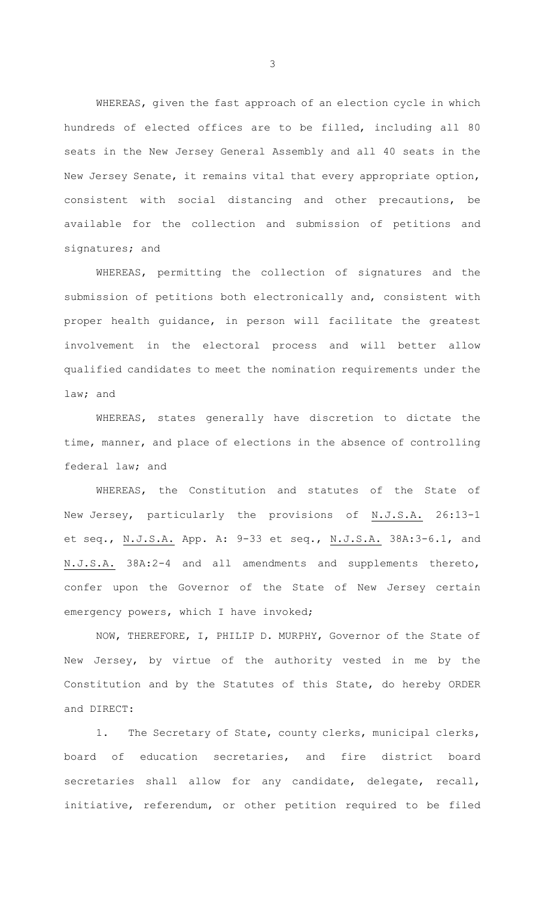WHEREAS, given the fast approach of an election cycle in which hundreds of elected offices are to be filled, including all 80 seats in the New Jersey General Assembly and all 40 seats in the New Jersey Senate, it remains vital that every appropriate option, consistent with social distancing and other precautions, be available for the collection and submission of petitions and signatures; and

WHEREAS, permitting the collection of signatures and the submission of petitions both electronically and, consistent with proper health guidance, in person will facilitate the greatest involvement in the electoral process and will better allow qualified candidates to meet the nomination requirements under the law; and

WHEREAS, states generally have discretion to dictate the time, manner, and place of elections in the absence of controlling federal law; and

WHEREAS, the Constitution and statutes of the State of New Jersey, particularly the provisions of N.J.S.A. 26:13-1 et seq., N.J.S.A. App. A: 9-33 et seq., N.J.S.A. 38A:3-6.1, and N.J.S.A. 38A:2-4 and all amendments and supplements thereto, confer upon the Governor of the State of New Jersey certain emergency powers, which I have invoked;

NOW, THEREFORE, I, PHILIP D. MURPHY, Governor of the State of New Jersey, by virtue of the authority vested in me by the Constitution and by the Statutes of this State, do hereby ORDER and DIRECT:

1. The Secretary of State, county clerks, municipal clerks, board of education secretaries, and fire district board secretaries shall allow for any candidate, delegate, recall, initiative, referendum, or other petition required to be filed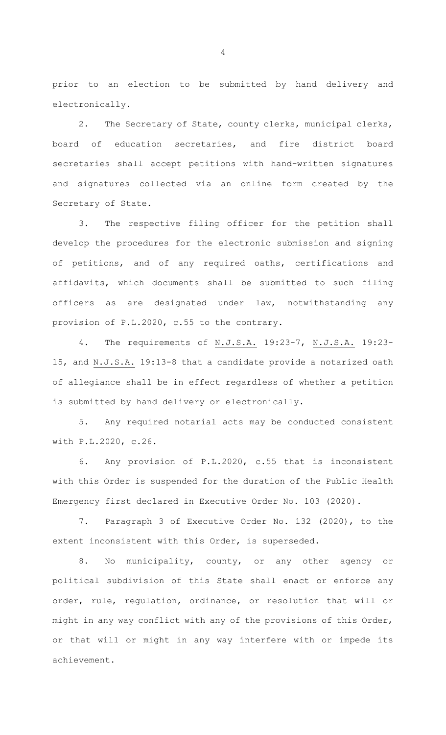prior to an election to be submitted by hand delivery and electronically.

2. The Secretary of State, county clerks, municipal clerks, board of education secretaries, and fire district board secretaries shall accept petitions with hand-written signatures and signatures collected via an online form created by the Secretary of State.

3. The respective filing officer for the petition shall develop the procedures for the electronic submission and signing of petitions, and of any required oaths, certifications and affidavits, which documents shall be submitted to such filing officers as are designated under law, notwithstanding any provision of P.L.2020, c.55 to the contrary.

4. The requirements of N.J.S.A. 19:23-7, N.J.S.A. 19:23-15, and N.J.S.A. 19:13-8 that a candidate provide a notarized oath of allegiance shall be in effect regardless of whether a petition is submitted by hand delivery or electronically.

5. Any required notarial acts may be conducted consistent with P.L.2020, c.26.

6. Any provision of P.L.2020, c.55 that is inconsistent with this Order is suspended for the duration of the Public Health Emergency first declared in Executive Order No. 103 (2020).

7. Paragraph 3 of Executive Order No. 132 (2020), to the extent inconsistent with this Order, is superseded.

8. No municipality, county, or any other agency or political subdivision of this State shall enact or enforce any order, rule, regulation, ordinance, or resolution that will or might in any way conflict with any of the provisions of this Order, or that will or might in any way interfere with or impede its achievement.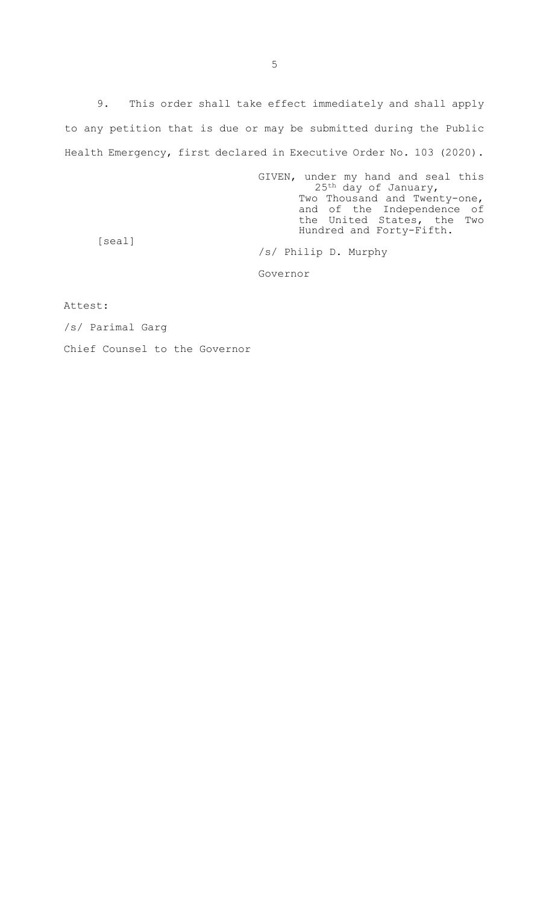9. This order shall take effect immediately and shall apply to any petition that is due or may be submitted during the Public Health Emergency, first declared in Executive Order No. 103 (2020).

GIVEN, under my hand and seal this 25th day of January, Two Thousand and Twenty-one, and of the Independence of the United States, the Two Hundred and Forty-Fifth.

[seal]

/s/ Philip D. Murphy

Governor

Attest:

/s/ Parimal Garg

Chief Counsel to the Governor